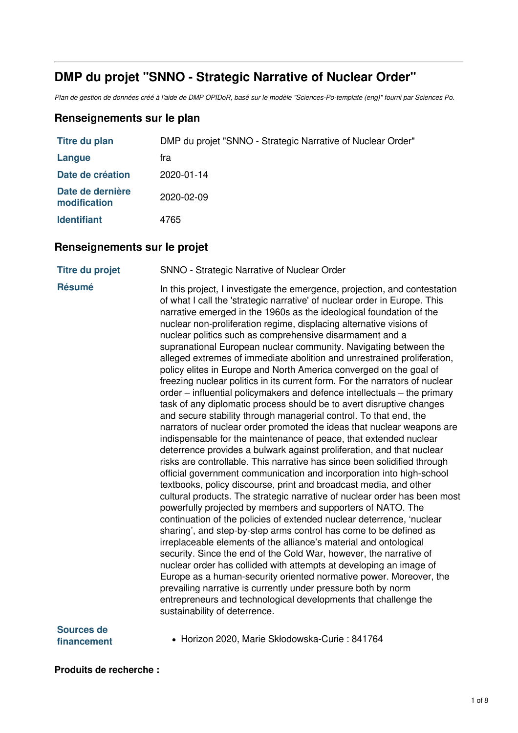# DMP du projet "SNNO - Strategic Narrative of Nuclear Order"

*Plan de gestion de données créé à l'aide de DMP OPIDoR, basé sur le modèle "Sciences-Po-template (eng)" fourni par Sciences Po.*

## Renseignements sur le plan

| | |
|---|---|
| **Titre du plan** | DMP du projet "SNNO - Strategic Narrative of Nuclear Order" |
| **Langue** | fra |
| **Date de création** | 2020-01-14 |
| **Date de dernière modification** | 2020-02-09 |
| **Identifiant** | 4765 |

## Renseignements sur le projet

| | |
|---|---|
| **Titre du projet** | SNNO - Strategic Narrative of Nuclear Order |
| **Résumé** | In this project, I investigate the emergence, projection, and contestation of what I call the 'strategic narrative' of nuclear order in Europe. This narrative emerged in the 1960s as the ideological foundation of the nuclear non-proliferation regime, displacing alternative visions of nuclear politics such as comprehensive disarmament and a supranational European nuclear community. Navigating between the alleged extremes of immediate abolition and unrestrained proliferation, policy elites in Europe and North America converged on the goal of freezing nuclear politics in its current form. For the narrators of nuclear order – influential policymakers and defence intellectuals – the primary task of any diplomatic process should be to avert disruptive changes and secure stability through managerial control. To that end, the narrators of nuclear order promoted the ideas that nuclear weapons are indispensable for the maintenance of peace, that extended nuclear deterrence provides a bulwark against proliferation, and that nuclear risks are controllable. This narrative has since been solidified through official government communication and incorporation into high-school textbooks, policy discourse, print and broadcast media, and other cultural products. The strategic narrative of nuclear order has been most powerfully projected by members and supporters of NATO. The continuation of the policies of extended nuclear deterrence, 'nuclear sharing', and step-by-step arms control has come to be defined as irreplaceable elements of the alliance's material and ontological security. Since the end of the Cold War, however, the narrative of nuclear order has collided with attempts at developing an image of Europe as a human-security oriented normative power. Moreover, the prevailing narrative is currently under pressure both by norm entrepreneurs and technological developments that challenge the sustainability of deterrence. |
| **Sources de financement** | • Horizon 2020, Marie Skłodowska-Curie : 841764 |

**Produits de recherche :**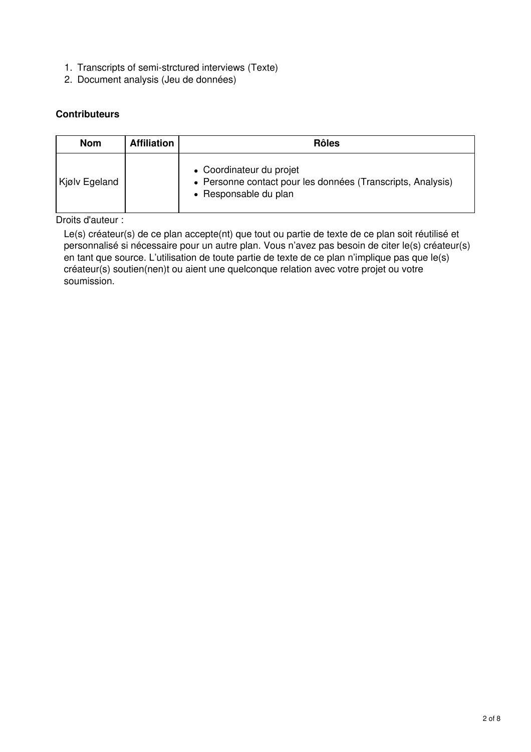1. Transcripts of semi-strctured interviews (Texte)
2. Document analysis (Jeu de données)

### Contributeurs

| Nom | Affiliation | Rôles |
| --- | --- | --- |
| Kjølv Egeland | | • Coordinateur du projet<br>• Personne contact pour les données (Transcripts, Analysis)<br>• Responsable du plan |

Droits d'auteur :

Le(s) créateur(s) de ce plan accepte(nt) que tout ou partie de texte de ce plan soit réutilisé et personnalisé si nécessaire pour un autre plan. Vous n'avez pas besoin de citer le(s) créateur(s) en tant que source. L'utilisation de toute partie de texte de ce plan n'implique pas que le(s) créateur(s) soutien(nen)t ou aient une quelconque relation avec votre projet ou votre soumission.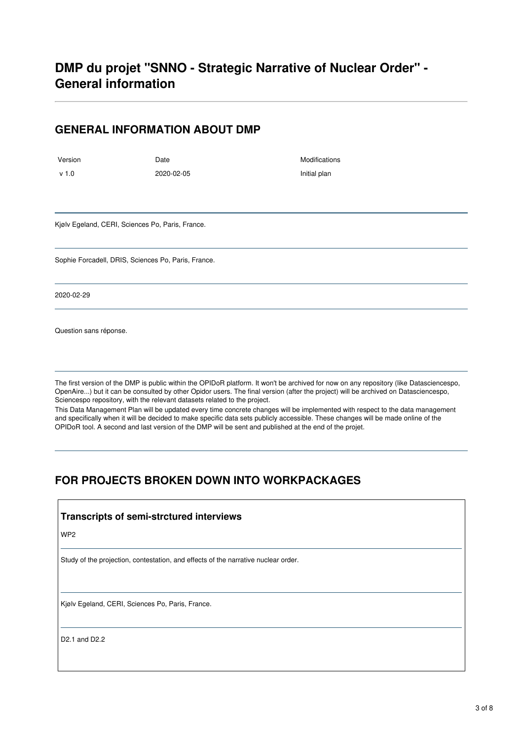# DMP du projet "SNNO - Strategic Narrative of Nuclear Order" - General information

## GENERAL INFORMATION ABOUT DMP

| Version | Date | Modifications |
| --- | --- | --- |
| v 1.0 | 2020-02-05 | Initial plan |

---

Kjølv Egeland, CERI, Sciences Po, Paris, France.

---

Sophie Forcadell, DRIS, Sciences Po, Paris, France.

---

2020-02-29

---

Question sans réponse.

---

The first version of the DMP is public within the OPIDoR platform. It won't be archived for now on any repository (like Datasciencespo, OpenAire...) but it can be consulted by other Opidor users. The final version (after the project) will be archived on Datasciencespo, Sciencespo repository, with the relevant datasets related to the project.

This Data Management Plan will be updated every time concrete changes will be implemented with respect to the data management and specifically when it will be decided to make specific data sets publicly accessible. These changes will be made online of the OPIDoR tool. A second and last version of the DMP will be sent and published at the end of the projet.

---

## FOR PROJECTS BROKEN DOWN INTO WORKPACKAGES

### Transcripts of semi-strctured interviews

WP2

---

Study of the projection, contestation, and effects of the narrative nuclear order.

---

Kjølv Egeland, CERI, Sciences Po, Paris, France.

---

D2.1 and D2.2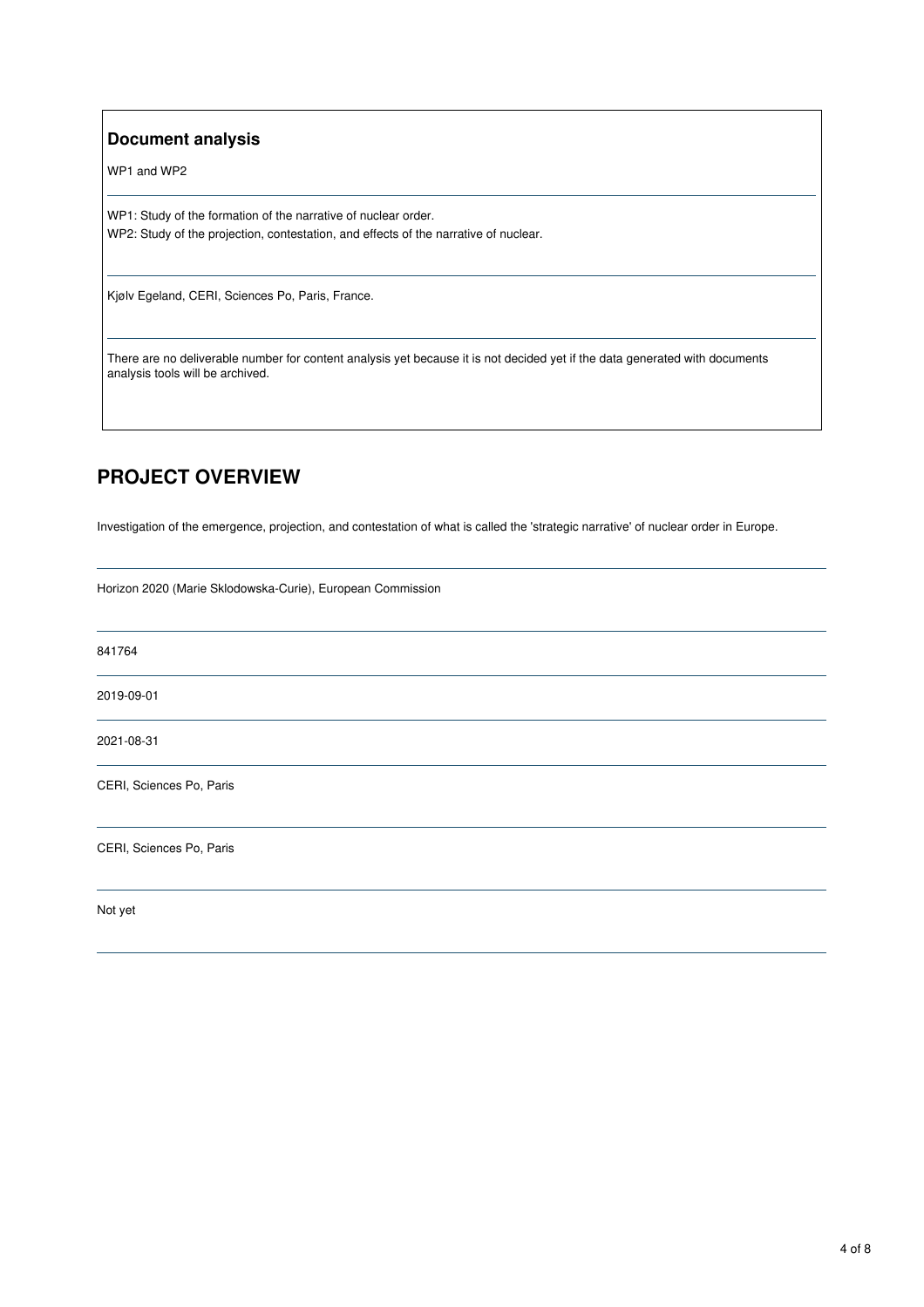### Document analysis

WP1 and WP2

WP1: Study of the formation of the narrative of nuclear order.
WP2: Study of the projection, contestation, and effects of the narrative of nuclear.

Kjølv Egeland, CERI, Sciences Po, Paris, France.

There are no deliverable number for content analysis yet because it is not decided yet if the data generated with documents analysis tools will be archived.

## PROJECT OVERVIEW

Investigation of the emergence, projection, and contestation of what is called the 'strategic narrative' of nuclear order in Europe.

Horizon 2020 (Marie Sklodowska-Curie), European Commission

841764

2019-09-01

2021-08-31

CERI, Sciences Po, Paris

CERI, Sciences Po, Paris

Not yet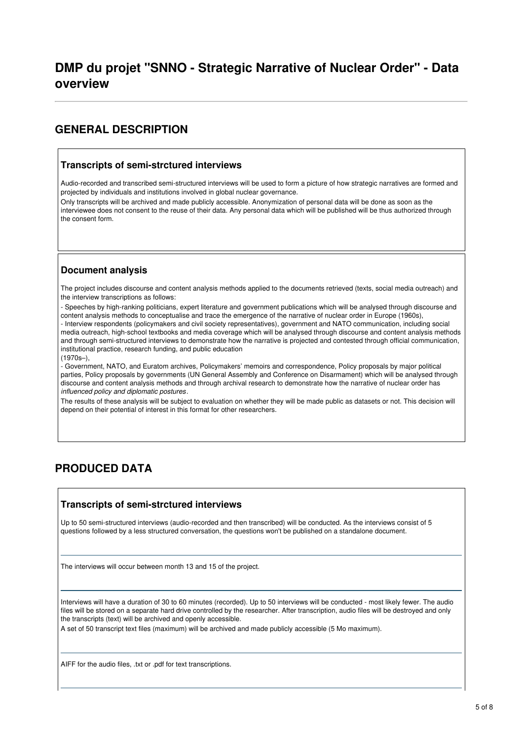# DMP du projet "SNNO - Strategic Narrative of Nuclear Order" - Data overview

## GENERAL DESCRIPTION

### Transcripts of semi-strctured interviews

Audio-recorded and transcribed semi-structured interviews will be used to form a picture of how strategic narratives are formed and projected by individuals and institutions involved in global nuclear governance.

Only transcripts will be archived and made publicly accessible. Anonymization of personal data will be done as soon as the interviewee does not consent to the reuse of their data. Any personal data which will be published will be thus authorized through the consent form.

### Document analysis

The project includes discourse and content analysis methods applied to the documents retrieved (texts, social media outreach) and the interview transcriptions as follows:

- Speeches by high-ranking politicians, expert literature and government publications which will be analysed through discourse and content analysis methods to conceptualise and trace the emergence of the narrative of nuclear order in Europe (1960s),
- Interview respondents (policymakers and civil society representatives), government and NATO communication, including social media outreach, high-school textbooks and media coverage which will be analysed through discourse and content analysis methods and through semi-structured interviews to demonstrate how the narrative is projected and contested through official communication, institutional practice, research funding, and public education (1970s–),
- Government, NATO, and Euratom archives, Policymakers' memoirs and correspondence, Policy proposals by major political parties, Policy proposals by governments (UN General Assembly and Conference on Disarmament) which will be analysed through discourse and content analysis methods and through archival research to demonstrate how the narrative of nuclear order has *influenced policy and diplomatic postures*.

The results of these analysis will be subject to evaluation on whether they will be made public as datasets or not. This decision will depend on their potential of interest in this format for other researchers.

## PRODUCED DATA

### Transcripts of semi-strctured interviews

Up to 50 semi-structured interviews (audio-recorded and then transcribed) will be conducted. As the interviews consist of 5 questions followed by a less structured conversation, the questions won't be published on a standalone document.

The interviews will occur between month 13 and 15 of the project.

Interviews will have a duration of 30 to 60 minutes (recorded). Up to 50 interviews will be conducted - most likely fewer. The audio files will be stored on a separate hard drive controlled by the researcher. After transcription, audio files will be destroyed and only the transcripts (text) will be archived and openly accessible.

A set of 50 transcript text files (maximum) will be archived and made publicly accessible (5 Mo maximum).

AIFF for the audio files, .txt or .pdf for text transcriptions.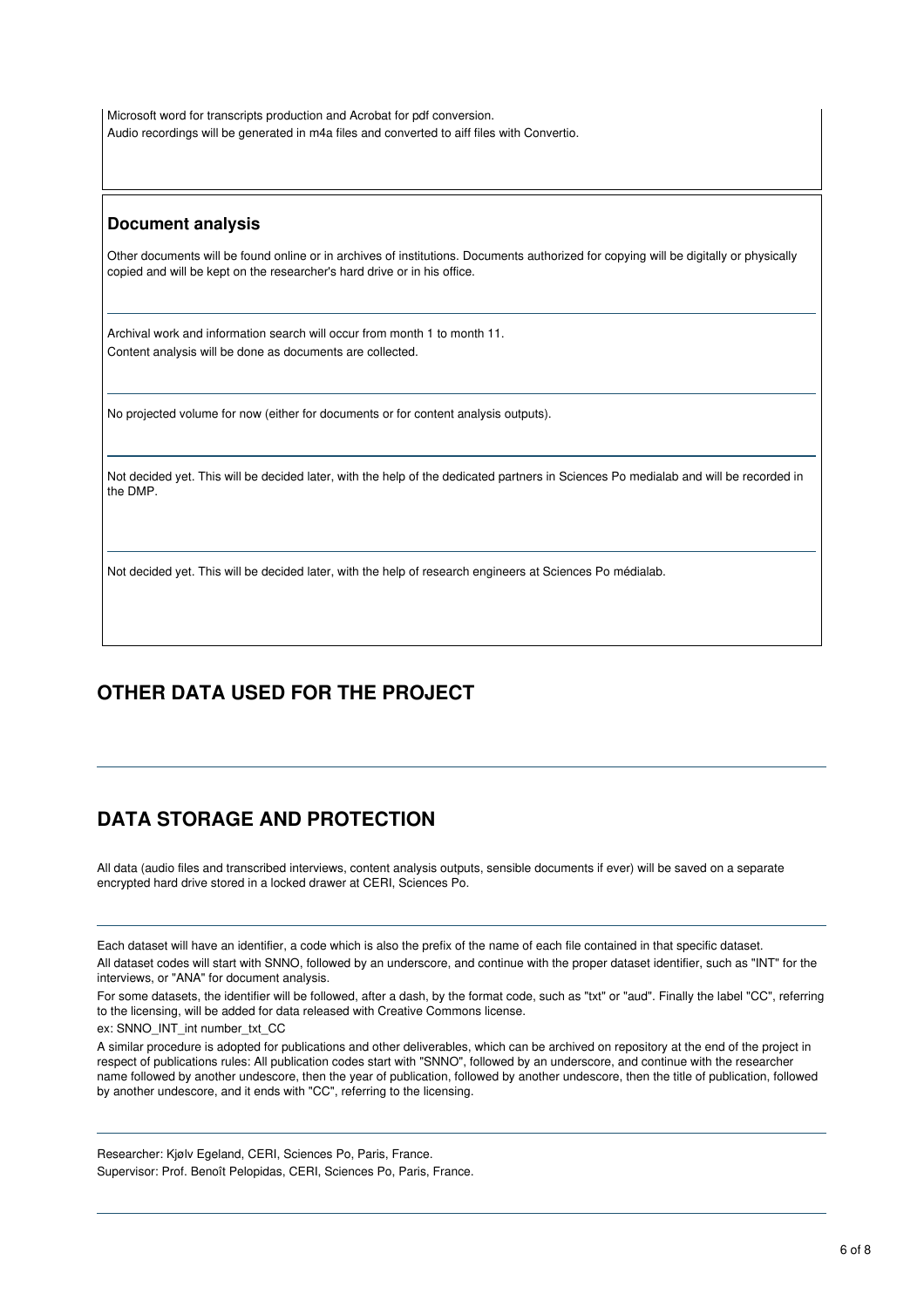Microsoft word for transcripts production and Acrobat for pdf conversion.
Audio recordings will be generated in m4a files and converted to aiff files with Convertio.

### Document analysis

Other documents will be found online or in archives of institutions. Documents authorized for copying will be digitally or physically copied and will be kept on the researcher's hard drive or in his office.

---

Archival work and information search will occur from month 1 to month 11.
Content analysis will be done as documents are collected.

---

No projected volume for now (either for documents or for content analysis outputs).

---

Not decided yet. This will be decided later, with the help of the dedicated partners in Sciences Po medialab and will be recorded in the DMP.

---

Not decided yet. This will be decided later, with the help of research engineers at Sciences Po médialab.

## OTHER DATA USED FOR THE PROJECT

---

## DATA STORAGE AND PROTECTION

All data (audio files and transcribed interviews, content analysis outputs, sensible documents if ever) will be saved on a separate encrypted hard drive stored in a locked drawer at CERI, Sciences Po.

---

Each dataset will have an identifier, a code which is also the prefix of the name of each file contained in that specific dataset.
All dataset codes will start with SNNO, followed by an underscore, and continue with the proper dataset identifier, such as "INT" for the interviews, or "ANA" for document analysis.

For some datasets, the identifier will be followed, after a dash, by the format code, such as "txt" or "aud". Finally the label "CC", referring to the licensing, will be added for data released with Creative Commons license.

ex: SNNO_INT_int number_txt_CC

A similar procedure is adopted for publications and other deliverables, which can be archived on repository at the end of the project in respect of publications rules: All publication codes start with "SNNO", followed by an underscore, and continue with the researcher name followed by another undescore, then the year of publication, followed by another undescore, then the title of publication, followed by another undescore, and it ends with "CC", referring to the licensing.

---

Researcher: Kjølv Egeland, CERI, Sciences Po, Paris, France.
Supervisor: Prof. Benoît Pelopidas, CERI, Sciences Po, Paris, France.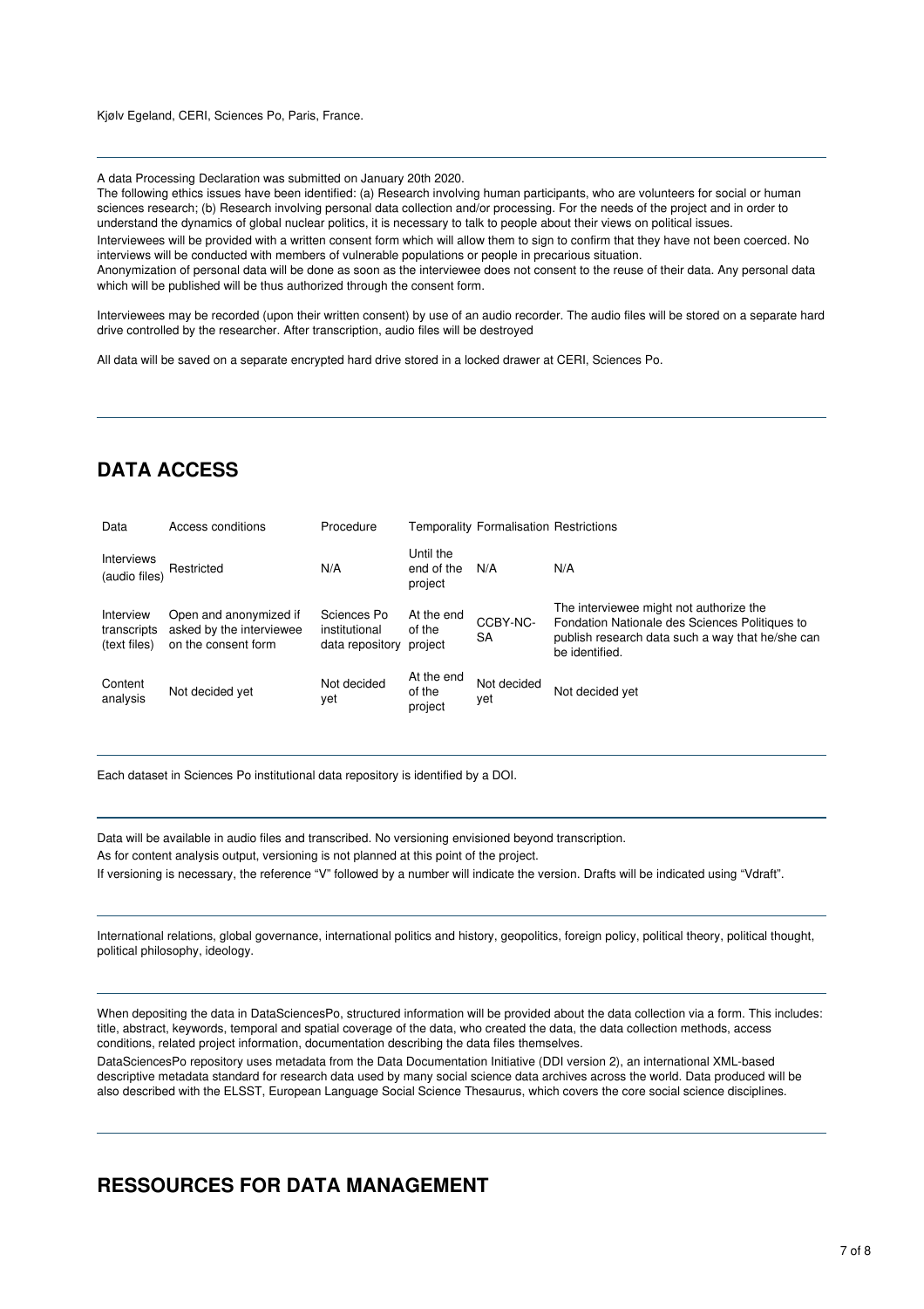Kjølv Egeland, CERI, Sciences Po, Paris, France.

---

A data Processing Declaration was submitted on January 20th 2020.

The following ethics issues have been identified: (a) Research involving human participants, who are volunteers for social or human sciences research; (b) Research involving personal data collection and/or processing. For the needs of the project and in order to understand the dynamics of global nuclear politics, it is necessary to talk to people about their views on political issues.

Interviewees will be provided with a written consent form which will allow them to sign to confirm that they have not been coerced. No interviews will be conducted with members of vulnerable populations or people in precarious situation.

Anonymization of personal data will be done as soon as the interviewee does not consent to the reuse of their data. Any personal data which will be published will be thus authorized through the consent form.

Interviewees may be recorded (upon their written consent) by use of an audio recorder. The audio files will be stored on a separate hard drive controlled by the researcher. After transcription, audio files will be destroyed

All data will be saved on a separate encrypted hard drive stored in a locked drawer at CERI, Sciences Po.

---

## DATA ACCESS

| Data | Access conditions | Procedure | Temporality | Formalisation | Restrictions |
|---|---|---|---|---|---|
| Interviews (audio files) | Restricted | N/A | Until the end of the project | N/A | N/A |
| Interview transcripts (text files) | Open and anonymized if asked by the interviewee on the consent form | Sciences Po institutional data repository | At the end of the project | CCBY-NC-SA | The interviewee might not authorize the Fondation Nationale des Sciences Politiques to publish research data such a way that he/she can be identified. |
| Content analysis | Not decided yet | Not decided yet | At the end of the project | Not decided yet | Not decided yet |

---

Each dataset in Sciences Po institutional data repository is identified by a DOI.

---

Data will be available in audio files and transcribed. No versioning envisioned beyond transcription.

As for content analysis output, versioning is not planned at this point of the project.

If versioning is necessary, the reference "V" followed by a number will indicate the version. Drafts will be indicated using "Vdraft".

---

International relations, global governance, international politics and history, geopolitics, foreign policy, political theory, political thought, political philosophy, ideology.

---

When depositing the data in DataSciencesPo, structured information will be provided about the data collection via a form. This includes: title, abstract, keywords, temporal and spatial coverage of the data, who created the data, the data collection methods, access conditions, related project information, documentation describing the data files themselves.

DataSciencesPo repository uses metadata from the Data Documentation Initiative (DDI version 2), an international XML-based descriptive metadata standard for research data used by many social science data archives across the world. Data produced will be also described with the ELSST, European Language Social Science Thesaurus, which covers the core social science disciplines.

---

## RESSOURCES FOR DATA MANAGEMENT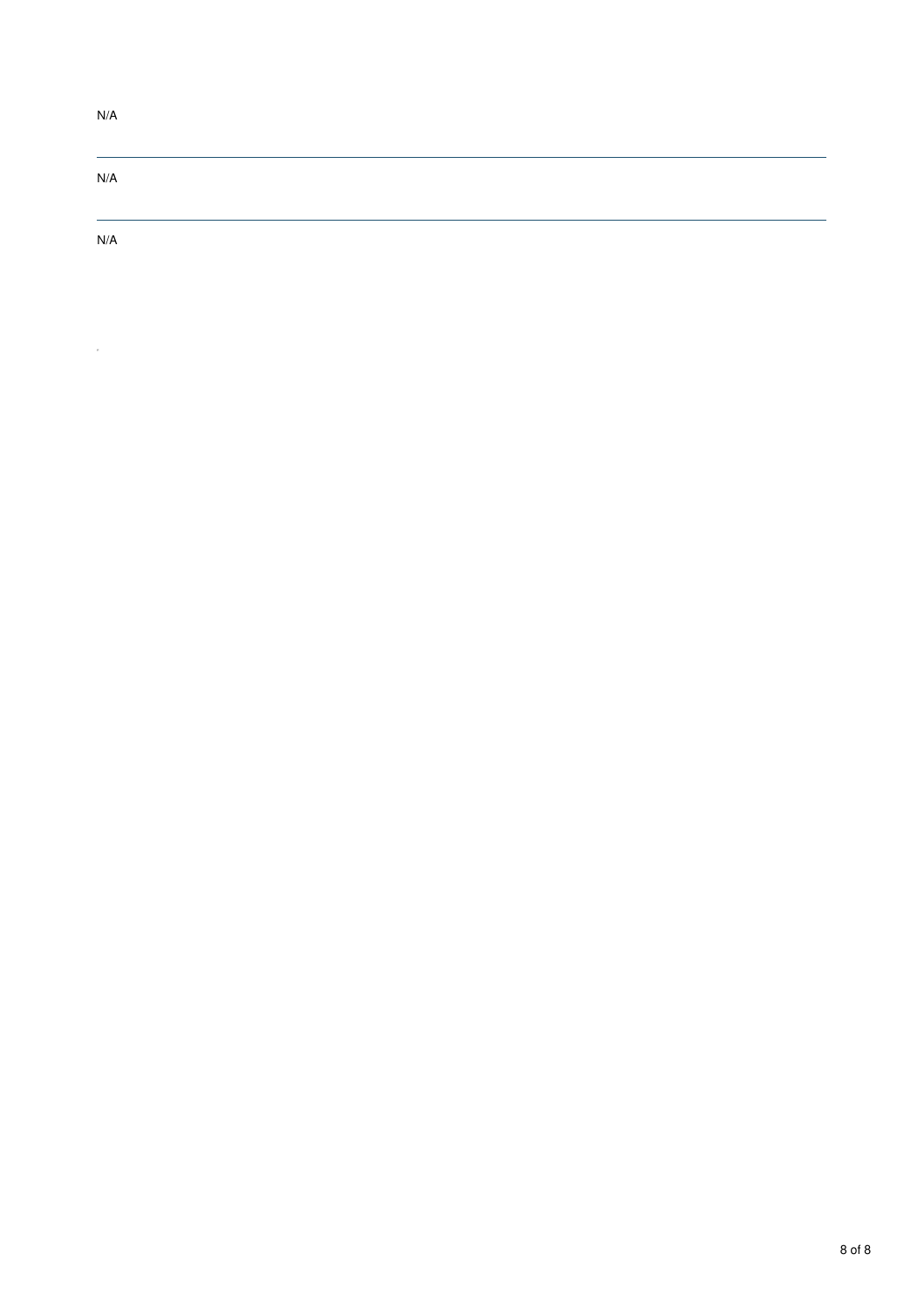N/A

---

N/A

---

N/A